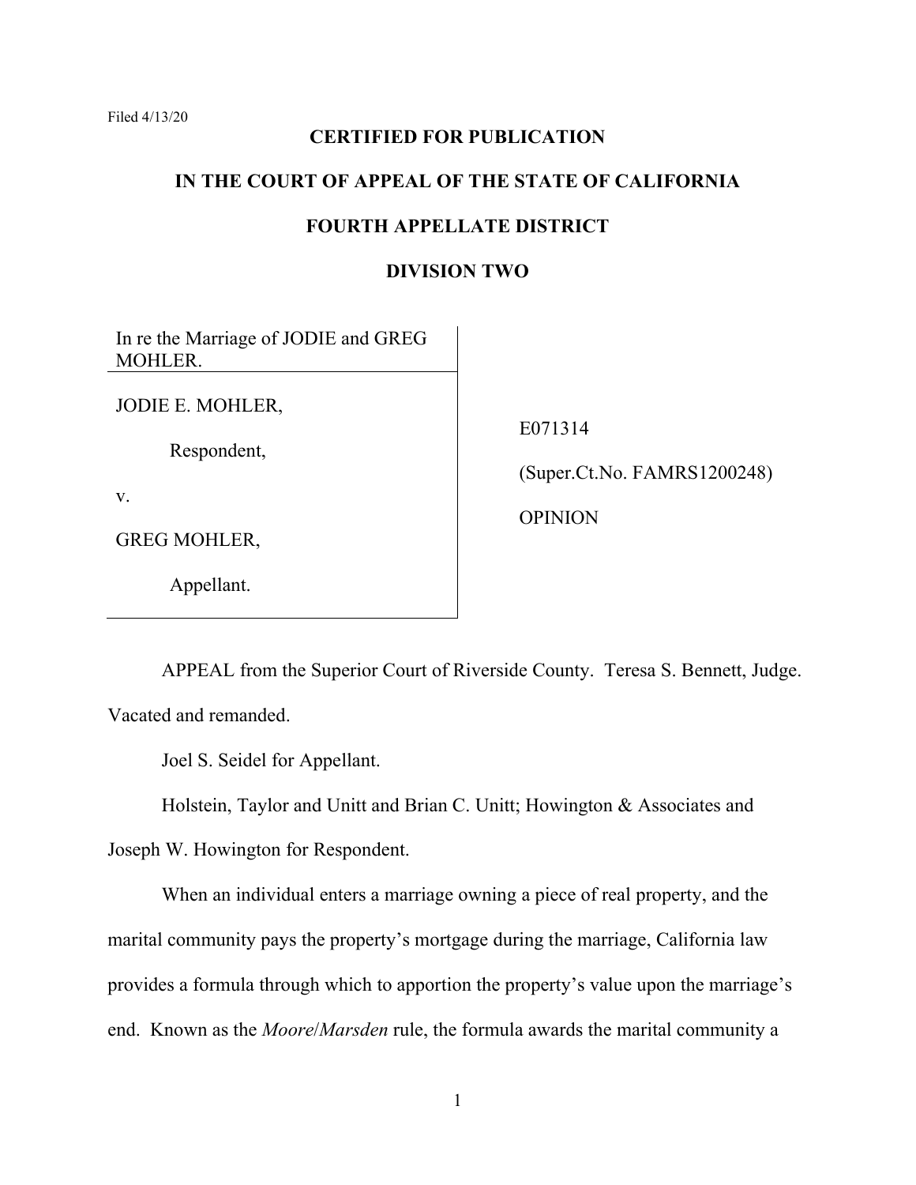Filed 4/13/20

**CERTIFIED FOR PUBLICATION**

**IN THE COURT OF APPEAL OF THE STATE OF CALIFORNIA**

**FOURTH APPELLATE DISTRICT**

**DIVISION TWO**

| | |
|---|---|
| In re the Marriage of JODIE and GREG MOHLER. | |
| JODIE E. MOHLER,<br><br>Respondent,<br><br>v.<br><br>GREG MOHLER,<br><br>Appellant. | E071314<br><br>(Super.Ct.No. FAMRS1200248)<br><br>OPINION |

APPEAL from the Superior Court of Riverside County. Teresa S. Bennett, Judge. Vacated and remanded.

Joel S. Seidel for Appellant.

Holstein, Taylor and Unitt and Brian C. Unitt; Howington & Associates and Joseph W. Howington for Respondent.

When an individual enters a marriage owning a piece of real property, and the marital community pays the property's mortgage during the marriage, California law provides a formula through which to apportion the property's value upon the marriage's end. Known as the *Moore*/*Marsden* rule, the formula awards the marital community a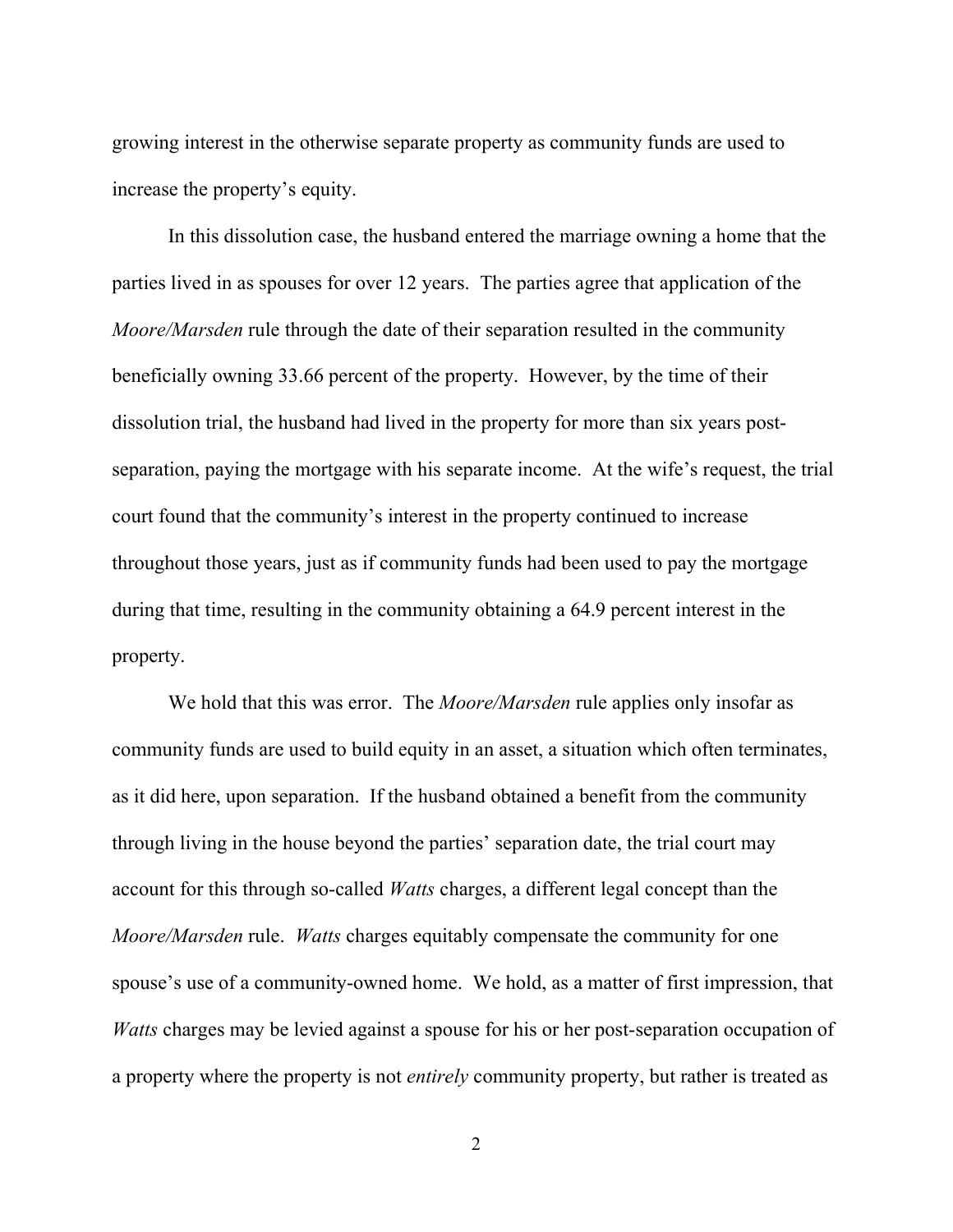growing interest in the otherwise separate property as community funds are used to increase the property's equity.

In this dissolution case, the husband entered the marriage owning a home that the parties lived in as spouses for over 12 years. The parties agree that application of the *Moore/Marsden* rule through the date of their separation resulted in the community beneficially owning 33.66 percent of the property. However, by the time of their dissolution trial, the husband had lived in the property for more than six years post-separation, paying the mortgage with his separate income. At the wife's request, the trial court found that the community's interest in the property continued to increase throughout those years, just as if community funds had been used to pay the mortgage during that time, resulting in the community obtaining a 64.9 percent interest in the property.

We hold that this was error. The *Moore/Marsden* rule applies only insofar as community funds are used to build equity in an asset, a situation which often terminates, as it did here, upon separation. If the husband obtained a benefit from the community through living in the house beyond the parties' separation date, the trial court may account for this through so-called *Watts* charges, a different legal concept than the *Moore/Marsden* rule. *Watts* charges equitably compensate the community for one spouse's use of a community-owned home. We hold, as a matter of first impression, that *Watts* charges may be levied against a spouse for his or her post-separation occupation of a property where the property is not *entirely* community property, but rather is treated as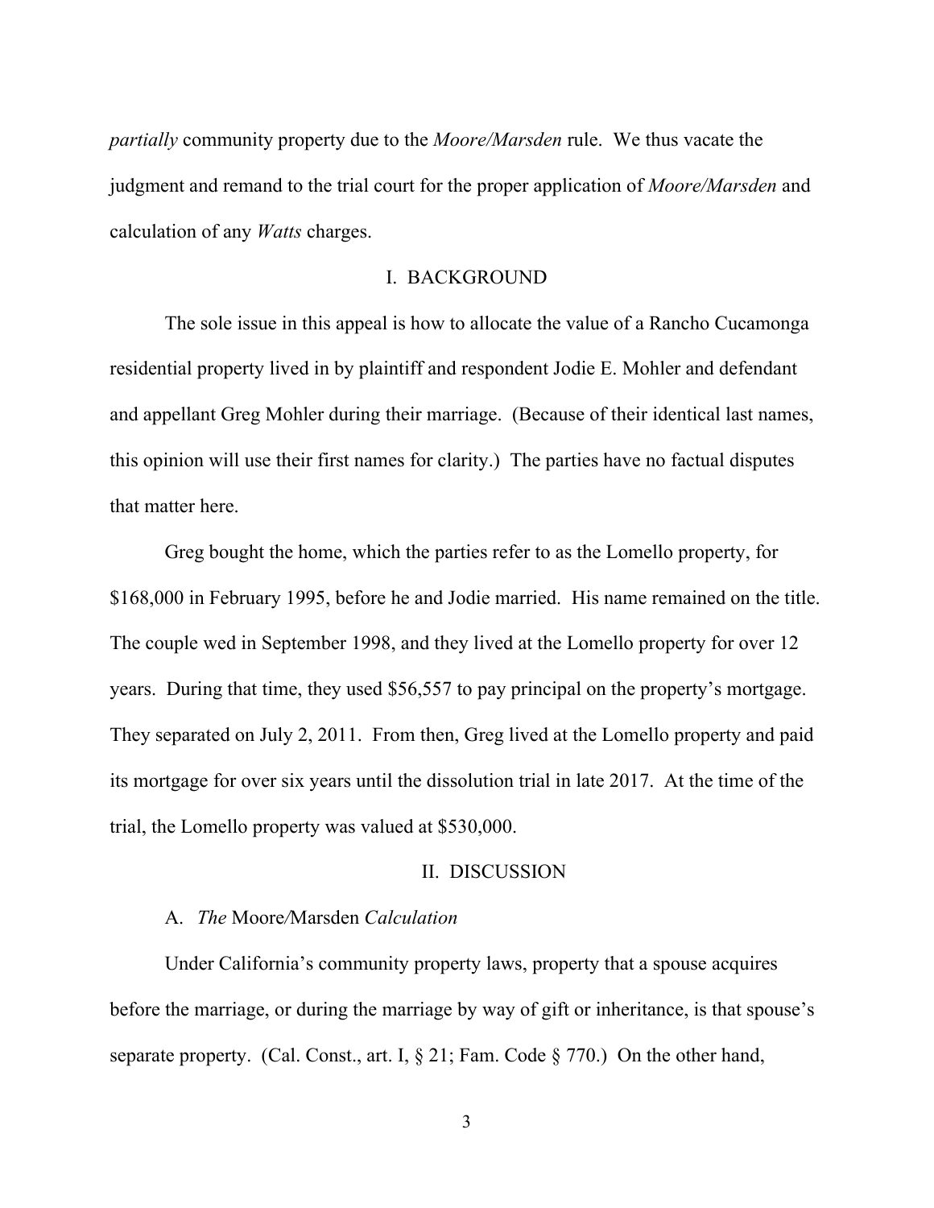*partially* community property due to the *Moore/Marsden* rule. We thus vacate the judgment and remand to the trial court for the proper application of *Moore/Marsden* and calculation of any *Watts* charges.

## I. BACKGROUND

The sole issue in this appeal is how to allocate the value of a Rancho Cucamonga residential property lived in by plaintiff and respondent Jodie E. Mohler and defendant and appellant Greg Mohler during their marriage. (Because of their identical last names, this opinion will use their first names for clarity.) The parties have no factual disputes that matter here.

Greg bought the home, which the parties refer to as the Lomello property, for $168,000 in February 1995, before he and Jodie married. His name remained on the title. The couple wed in September 1998, and they lived at the Lomello property for over 12 years. During that time, they used $56,557 to pay principal on the property's mortgage. They separated on July 2, 2011. From then, Greg lived at the Lomello property and paid its mortgage for over six years until the dissolution trial in late 2017. At the time of the trial, the Lomello property was valued at $530,000.

## II. DISCUSSION

### A. *The* Moore/Marsden *Calculation*

Under California's community property laws, property that a spouse acquires before the marriage, or during the marriage by way of gift or inheritance, is that spouse's separate property. (Cal. Const., art. I, § 21; Fam. Code § 770.) On the other hand,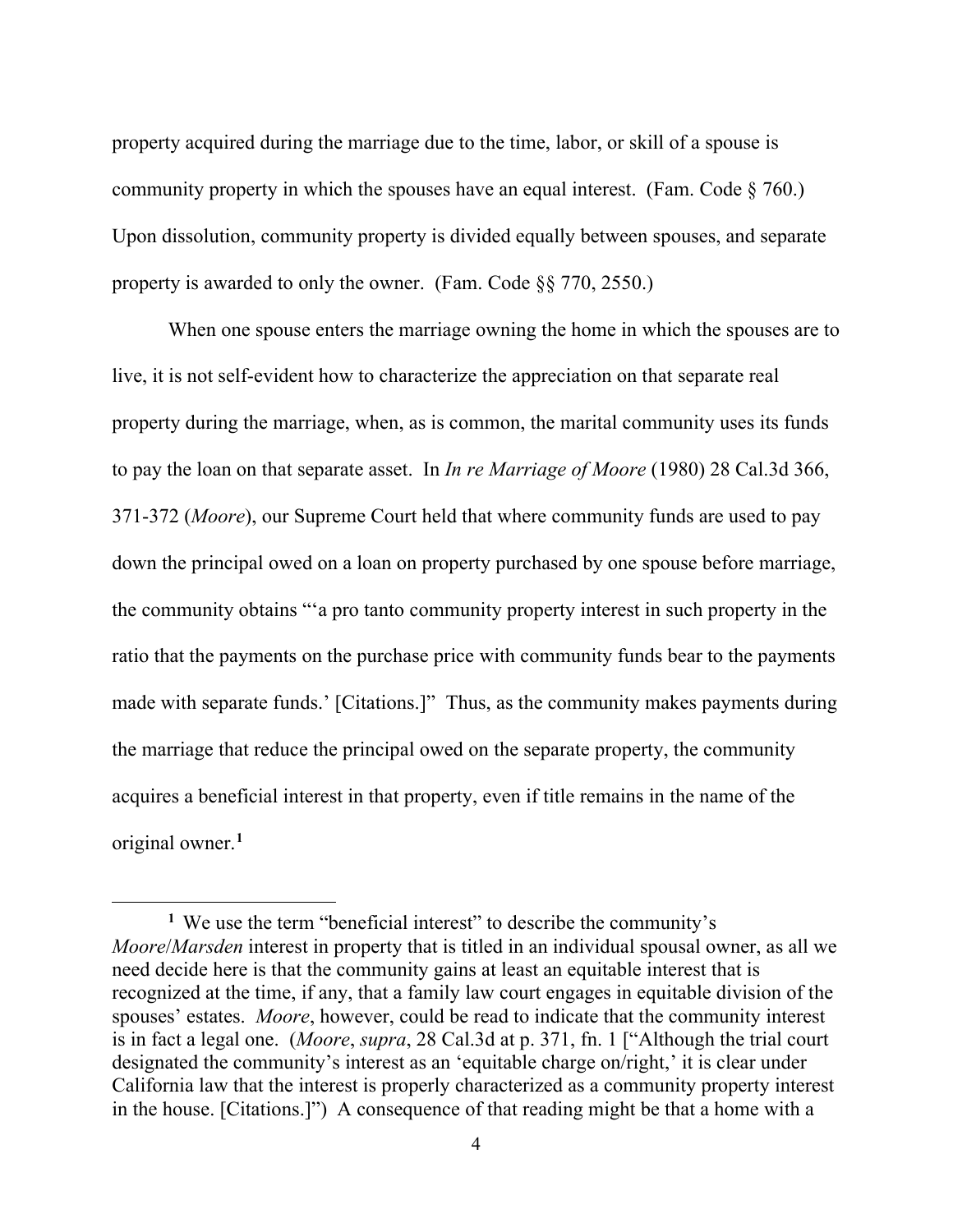property acquired during the marriage due to the time, labor, or skill of a spouse is community property in which the spouses have an equal interest. (Fam. Code § 760.) Upon dissolution, community property is divided equally between spouses, and separate property is awarded to only the owner. (Fam. Code §§ 770, 2550.)

When one spouse enters the marriage owning the home in which the spouses are to live, it is not self-evident how to characterize the appreciation on that separate real property during the marriage, when, as is common, the marital community uses its funds to pay the loan on that separate asset. In *In re Marriage of Moore* (1980) 28 Cal.3d 366, 371-372 (*Moore*), our Supreme Court held that where community funds are used to pay down the principal owed on a loan on property purchased by one spouse before marriage, the community obtains "'a pro tanto community property interest in such property in the ratio that the payments on the purchase price with community funds bear to the payments made with separate funds.' [Citations.]" Thus, as the community makes payments during the marriage that reduce the principal owed on the separate property, the community acquires a beneficial interest in that property, even if title remains in the name of the original owner.[1]

---

[1] We use the term "beneficial interest" to describe the community's *Moore*/*Marsden* interest in property that is titled in an individual spousal owner, as all we need decide here is that the community gains at least an equitable interest that is recognized at the time, if any, that a family law court engages in equitable division of the spouses' estates. *Moore*, however, could be read to indicate that the community interest is in fact a legal one. (*Moore*, *supra*, 28 Cal.3d at p. 371, fn. 1 ["Although the trial court designated the community's interest as an 'equitable charge on/right,' it is clear under California law that the interest is properly characterized as a community property interest in the house. [Citations.]") A consequence of that reading might be that a home with a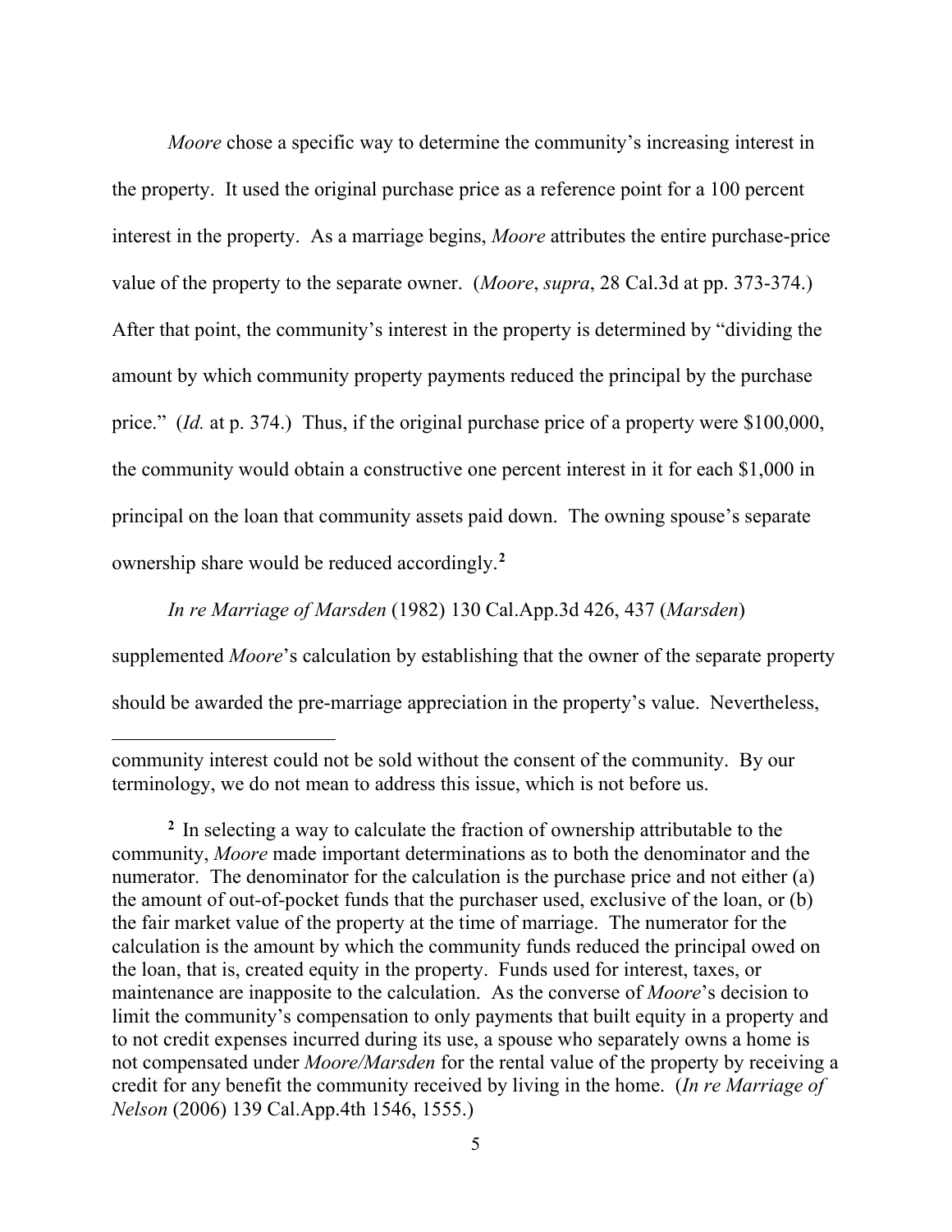*Moore* chose a specific way to determine the community's increasing interest in the property. It used the original purchase price as a reference point for a 100 percent interest in the property. As a marriage begins, *Moore* attributes the entire purchase-price value of the property to the separate owner. (*Moore*, *supra*, 28 Cal.3d at pp. 373-374.) After that point, the community's interest in the property is determined by "dividing the amount by which community property payments reduced the principal by the purchase price." (*Id.* at p. 374.) Thus, if the original purchase price of a property were $100,000, the community would obtain a constructive one percent interest in it for each $1,000 in principal on the loan that community assets paid down. The owning spouse's separate ownership share would be reduced accordingly.[2]

*In re Marriage of Marsden* (1982) 130 Cal.App.3d 426, 437 (*Marsden*) supplemented *Moore*'s calculation by establishing that the owner of the separate property should be awarded the pre-marriage appreciation in the property's value. Nevertheless,

---

community interest could not be sold without the consent of the community. By our terminology, we do not mean to address this issue, which is not before us.

[2] In selecting a way to calculate the fraction of ownership attributable to the community, *Moore* made important determinations as to both the denominator and the numerator. The denominator for the calculation is the purchase price and not either (a) the amount of out-of-pocket funds that the purchaser used, exclusive of the loan, or (b) the fair market value of the property at the time of marriage. The numerator for the calculation is the amount by which the community funds reduced the principal owed on the loan, that is, created equity in the property. Funds used for interest, taxes, or maintenance are inapposite to the calculation. As the converse of *Moore*'s decision to limit the community's compensation to only payments that built equity in a property and to not credit expenses incurred during its use, a spouse who separately owns a home is not compensated under *Moore/Marsden* for the rental value of the property by receiving a credit for any benefit the community received by living in the home. (*In re Marriage of Nelson* (2006) 139 Cal.App.4th 1546, 1555.)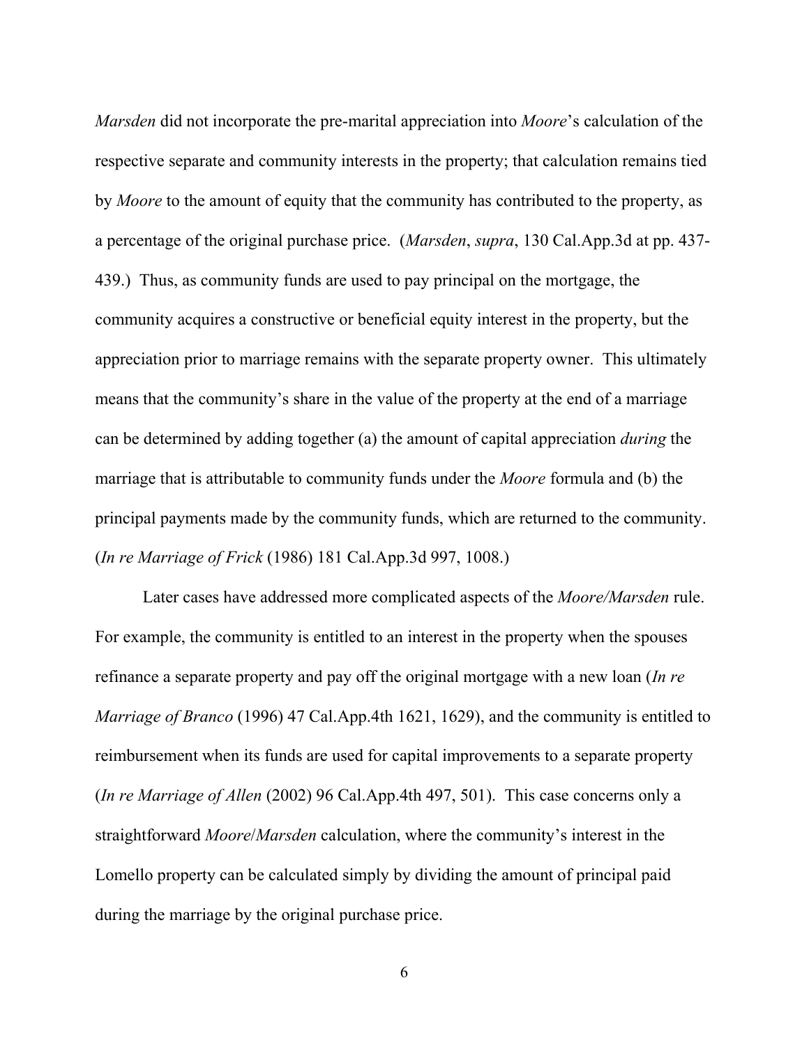*Marsden* did not incorporate the pre-marital appreciation into *Moore*'s calculation of the respective separate and community interests in the property; that calculation remains tied by *Moore* to the amount of equity that the community has contributed to the property, as a percentage of the original purchase price. (*Marsden*, *supra*, 130 Cal.App.3d at pp. 437-439.) Thus, as community funds are used to pay principal on the mortgage, the community acquires a constructive or beneficial equity interest in the property, but the appreciation prior to marriage remains with the separate property owner. This ultimately means that the community's share in the value of the property at the end of a marriage can be determined by adding together (a) the amount of capital appreciation *during* the marriage that is attributable to community funds under the *Moore* formula and (b) the principal payments made by the community funds, which are returned to the community. (*In re Marriage of Frick* (1986) 181 Cal.App.3d 997, 1008.)

Later cases have addressed more complicated aspects of the *Moore/Marsden* rule. For example, the community is entitled to an interest in the property when the spouses refinance a separate property and pay off the original mortgage with a new loan (*In re Marriage of Branco* (1996) 47 Cal.App.4th 1621, 1629), and the community is entitled to reimbursement when its funds are used for capital improvements to a separate property (*In re Marriage of Allen* (2002) 96 Cal.App.4th 497, 501). This case concerns only a straightforward *Moore*/*Marsden* calculation, where the community's interest in the Lomello property can be calculated simply by dividing the amount of principal paid during the marriage by the original purchase price.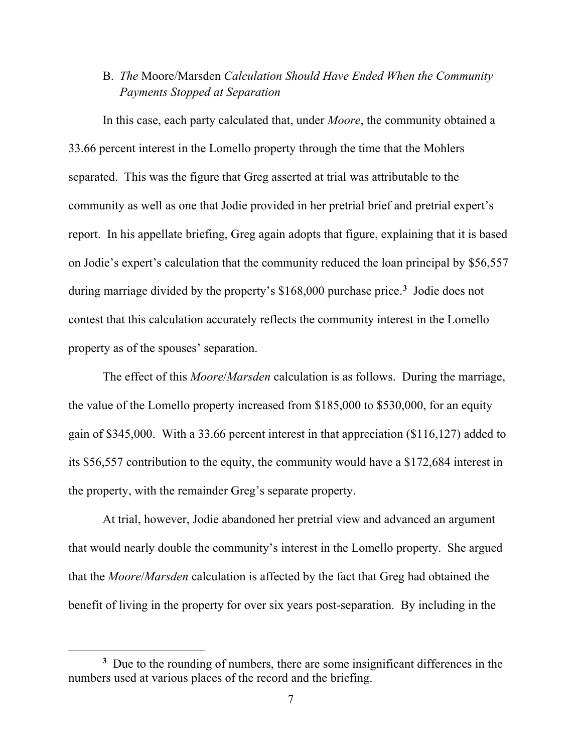### B. *The* Moore/Marsden *Calculation Should Have Ended When the Community Payments Stopped at Separation*

In this case, each party calculated that, under *Moore*, the community obtained a 33.66 percent interest in the Lomello property through the time that the Mohlers separated. This was the figure that Greg asserted at trial was attributable to the community as well as one that Jodie provided in her pretrial brief and pretrial expert's report. In his appellate briefing, Greg again adopts that figure, explaining that it is based on Jodie's expert's calculation that the community reduced the loan principal by $56,557 during marriage divided by the property's $168,000 purchase price.[3] Jodie does not contest that this calculation accurately reflects the community interest in the Lomello property as of the spouses' separation.

The effect of this *Moore*/*Marsden* calculation is as follows. During the marriage, the value of the Lomello property increased from $185,000 to $530,000, for an equity gain of $345,000. With a 33.66 percent interest in that appreciation ($116,127) added to its $56,557 contribution to the equity, the community would have a $172,684 interest in the property, with the remainder Greg's separate property.

At trial, however, Jodie abandoned her pretrial view and advanced an argument that would nearly double the community's interest in the Lomello property. She argued that the *Moore*/*Marsden* calculation is affected by the fact that Greg had obtained the benefit of living in the property for over six years post-separation. By including in the

---

[3] Due to the rounding of numbers, there are some insignificant differences in the numbers used at various places of the record and the briefing.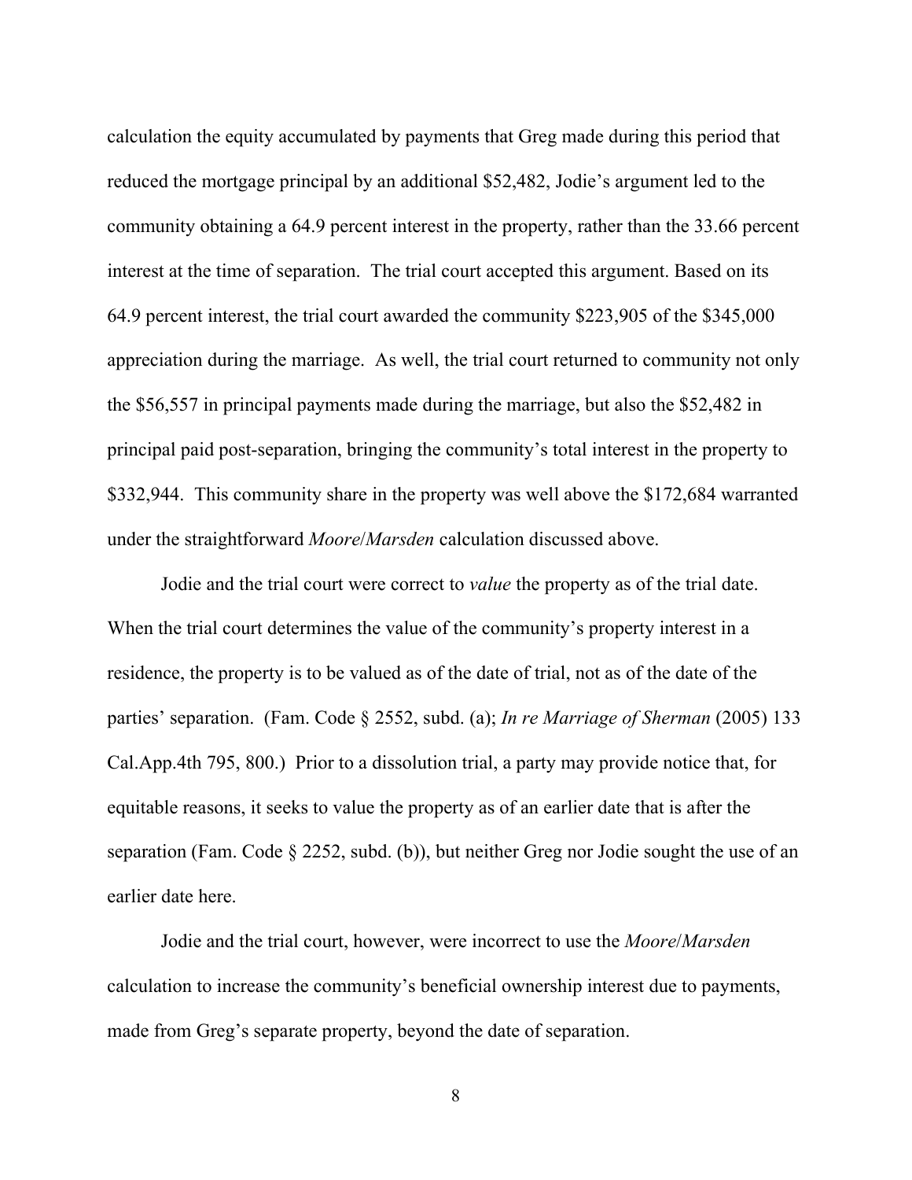calculation the equity accumulated by payments that Greg made during this period that reduced the mortgage principal by an additional $52,482, Jodie's argument led to the community obtaining a 64.9 percent interest in the property, rather than the 33.66 percent interest at the time of separation. The trial court accepted this argument. Based on its 64.9 percent interest, the trial court awarded the community $223,905 of the $345,000 appreciation during the marriage. As well, the trial court returned to community not only the $56,557 in principal payments made during the marriage, but also the $52,482 in principal paid post-separation, bringing the community's total interest in the property to $332,944. This community share in the property was well above the $172,684 warranted under the straightforward *Moore*/*Marsden* calculation discussed above.

Jodie and the trial court were correct to *value* the property as of the trial date. When the trial court determines the value of the community's property interest in a residence, the property is to be valued as of the date of trial, not as of the date of the parties' separation. (Fam. Code § 2552, subd. (a); *In re Marriage of Sherman* (2005) 133 Cal.App.4th 795, 800.) Prior to a dissolution trial, a party may provide notice that, for equitable reasons, it seeks to value the property as of an earlier date that is after the separation (Fam. Code § 2252, subd. (b)), but neither Greg nor Jodie sought the use of an earlier date here.

Jodie and the trial court, however, were incorrect to use the *Moore*/*Marsden* calculation to increase the community's beneficial ownership interest due to payments, made from Greg's separate property, beyond the date of separation.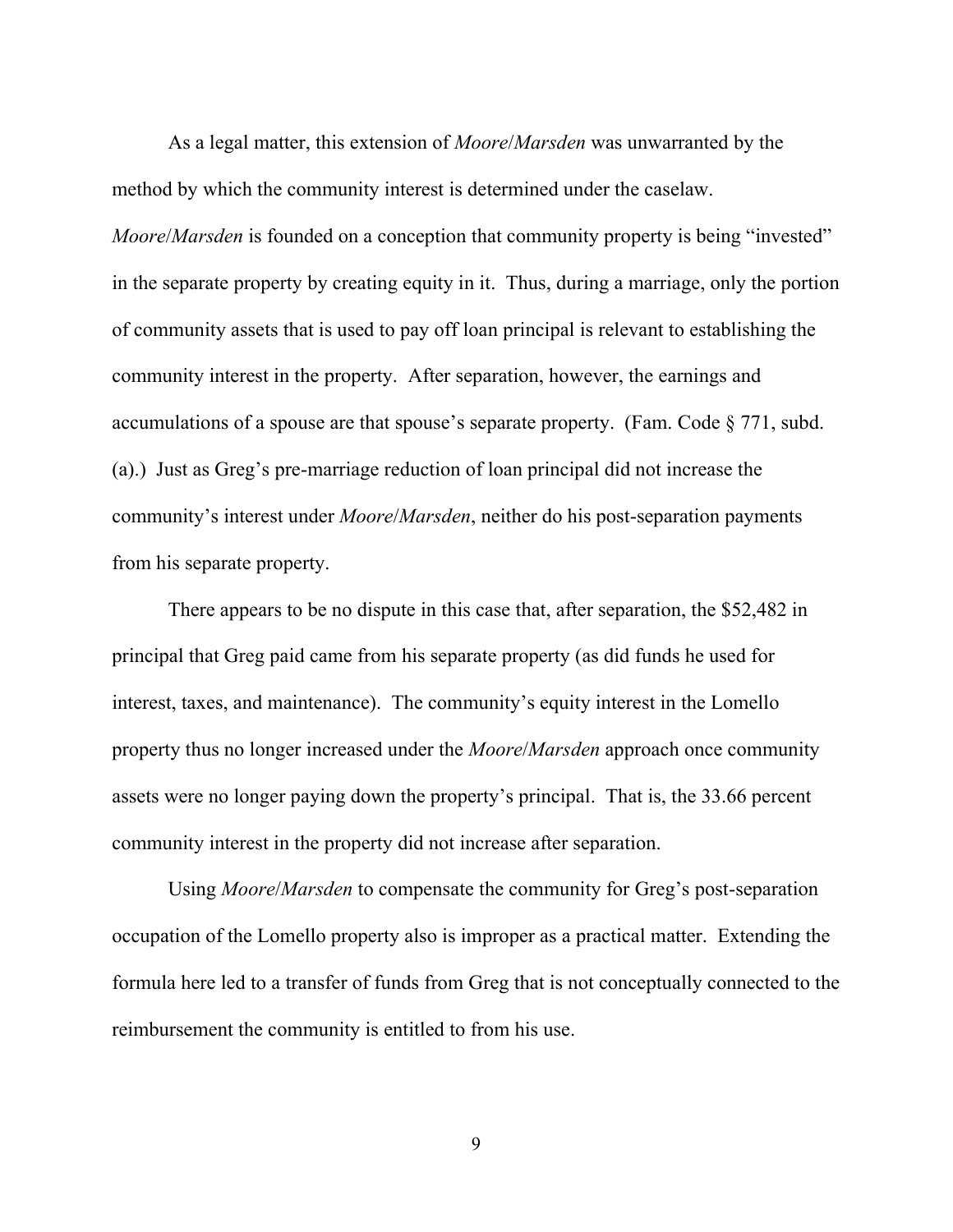As a legal matter, this extension of *Moore*/*Marsden* was unwarranted by the method by which the community interest is determined under the caselaw. *Moore*/*Marsden* is founded on a conception that community property is being "invested" in the separate property by creating equity in it. Thus, during a marriage, only the portion of community assets that is used to pay off loan principal is relevant to establishing the community interest in the property. After separation, however, the earnings and accumulations of a spouse are that spouse's separate property. (Fam. Code § 771, subd. (a).) Just as Greg's pre-marriage reduction of loan principal did not increase the community's interest under *Moore*/*Marsden*, neither do his post-separation payments from his separate property.

There appears to be no dispute in this case that, after separation, the $52,482 in principal that Greg paid came from his separate property (as did funds he used for interest, taxes, and maintenance). The community's equity interest in the Lomello property thus no longer increased under the *Moore*/*Marsden* approach once community assets were no longer paying down the property's principal. That is, the 33.66 percent community interest in the property did not increase after separation.

Using *Moore*/*Marsden* to compensate the community for Greg's post-separation occupation of the Lomello property also is improper as a practical matter. Extending the formula here led to a transfer of funds from Greg that is not conceptually connected to the reimbursement the community is entitled to from his use.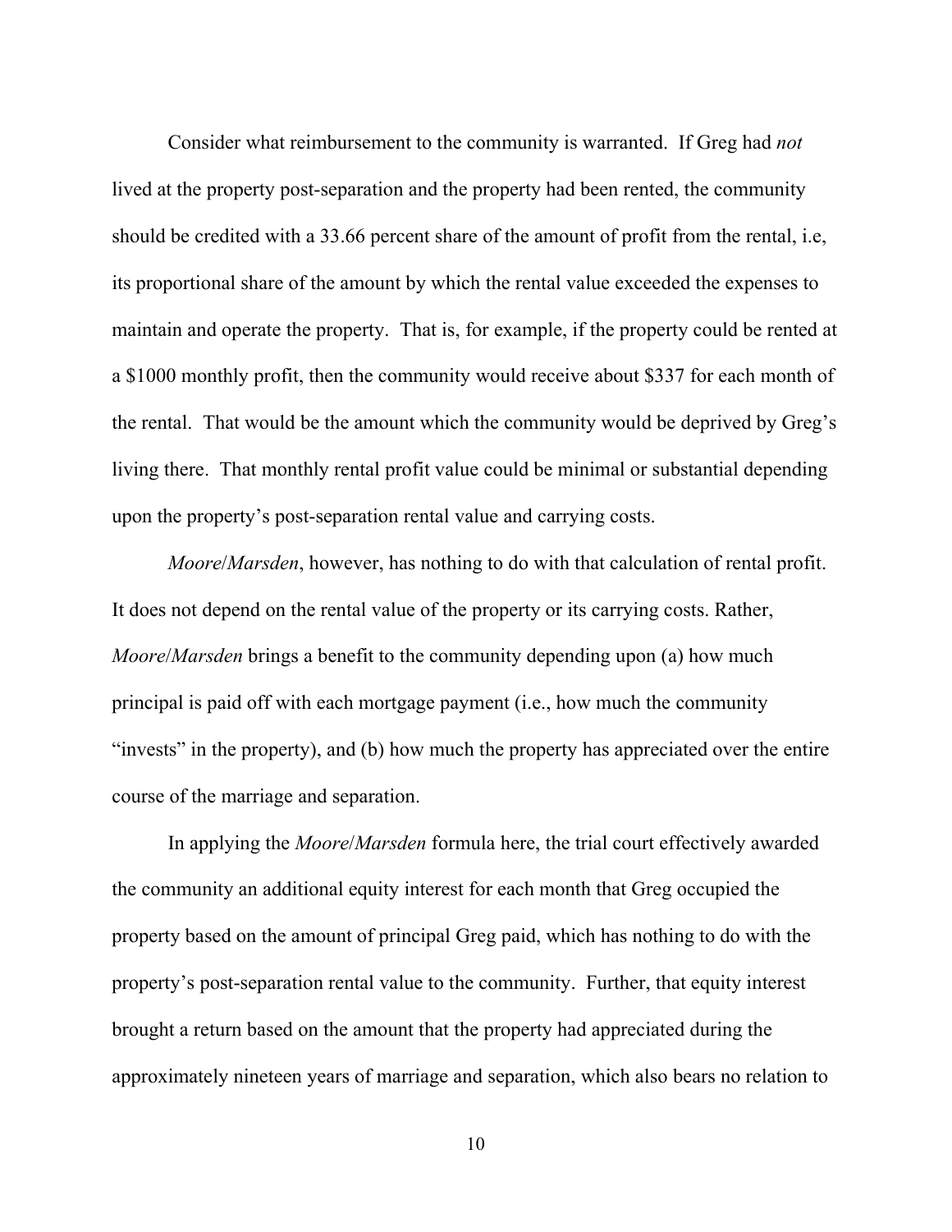Consider what reimbursement to the community is warranted. If Greg had *not* lived at the property post-separation and the property had been rented, the community should be credited with a 33.66 percent share of the amount of profit from the rental, i.e, its proportional share of the amount by which the rental value exceeded the expenses to maintain and operate the property. That is, for example, if the property could be rented at a $1000 monthly profit, then the community would receive about $337 for each month of the rental. That would be the amount which the community would be deprived by Greg's living there. That monthly rental profit value could be minimal or substantial depending upon the property's post-separation rental value and carrying costs.

*Moore*/*Marsden*, however, has nothing to do with that calculation of rental profit. It does not depend on the rental value of the property or its carrying costs. Rather, *Moore*/*Marsden* brings a benefit to the community depending upon (a) how much principal is paid off with each mortgage payment (i.e., how much the community "invests" in the property), and (b) how much the property has appreciated over the entire course of the marriage and separation.

In applying the *Moore*/*Marsden* formula here, the trial court effectively awarded the community an additional equity interest for each month that Greg occupied the property based on the amount of principal Greg paid, which has nothing to do with the property's post-separation rental value to the community. Further, that equity interest brought a return based on the amount that the property had appreciated during the approximately nineteen years of marriage and separation, which also bears no relation to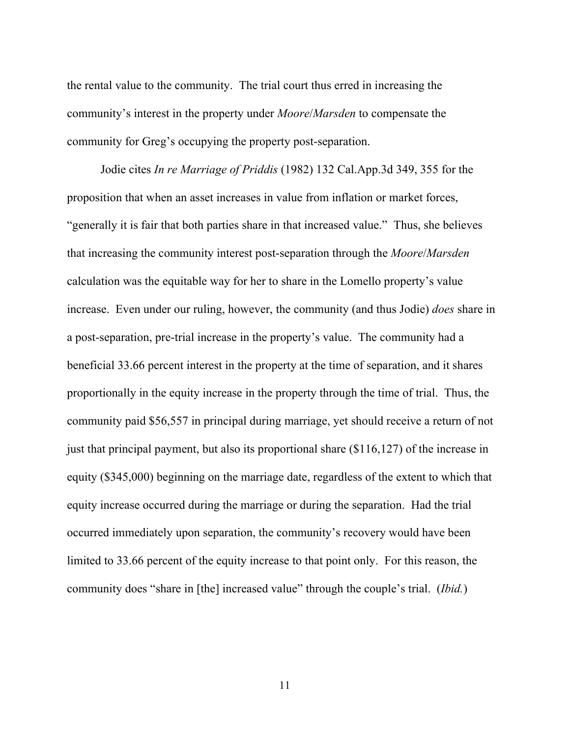the rental value to the community. The trial court thus erred in increasing the community's interest in the property under *Moore*/*Marsden* to compensate the community for Greg's occupying the property post-separation.

Jodie cites *In re Marriage of Priddis* (1982) 132 Cal.App.3d 349, 355 for the proposition that when an asset increases in value from inflation or market forces, "generally it is fair that both parties share in that increased value." Thus, she believes that increasing the community interest post-separation through the *Moore*/*Marsden* calculation was the equitable way for her to share in the Lomello property's value increase. Even under our ruling, however, the community (and thus Jodie) *does* share in a post-separation, pre-trial increase in the property's value. The community had a beneficial 33.66 percent interest in the property at the time of separation, and it shares proportionally in the equity increase in the property through the time of trial. Thus, the community paid $56,557 in principal during marriage, yet should receive a return of not just that principal payment, but also its proportional share ($116,127) of the increase in equity ($345,000) beginning on the marriage date, regardless of the extent to which that equity increase occurred during the marriage or during the separation. Had the trial occurred immediately upon separation, the community's recovery would have been limited to 33.66 percent of the equity increase to that point only. For this reason, the community does "share in [the] increased value" through the couple's trial. (*Ibid.*)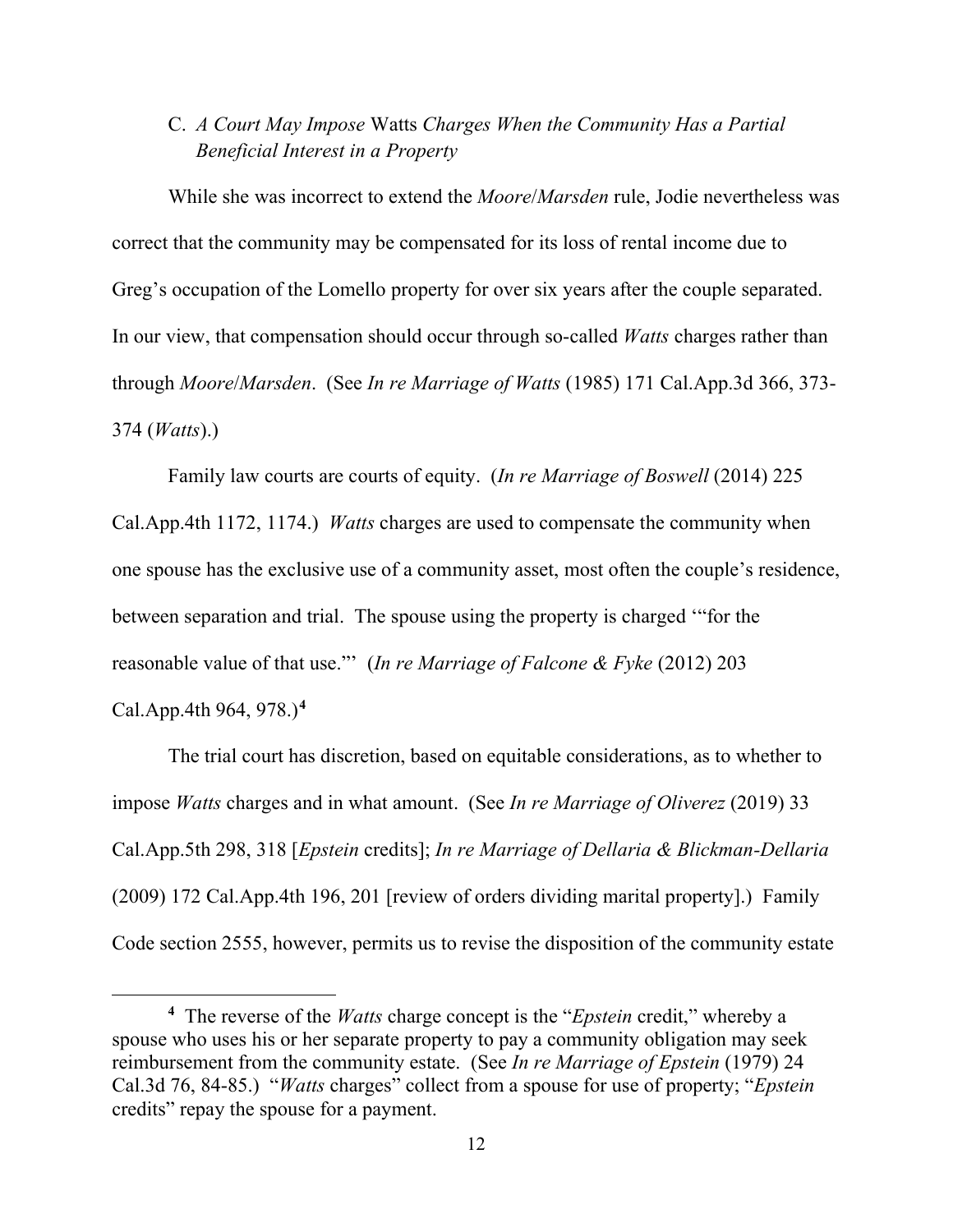### C. *A Court May Impose* Watts *Charges When the Community Has a Partial Beneficial Interest in a Property*

While she was incorrect to extend the *Moore*/*Marsden* rule, Jodie nevertheless was correct that the community may be compensated for its loss of rental income due to Greg's occupation of the Lomello property for over six years after the couple separated. In our view, that compensation should occur through so-called *Watts* charges rather than through *Moore*/*Marsden*. (See *In re Marriage of Watts* (1985) 171 Cal.App.3d 366, 373-374 (*Watts*).)

Family law courts are courts of equity. (*In re Marriage of Boswell* (2014) 225 Cal.App.4th 1172, 1174.) *Watts* charges are used to compensate the community when one spouse has the exclusive use of a community asset, most often the couple's residence, between separation and trial. The spouse using the property is charged '"for the reasonable value of that use."' (*In re Marriage of Falcone & Fyke* (2012) 203 Cal.App.4th 964, 978.)[4]

The trial court has discretion, based on equitable considerations, as to whether to impose *Watts* charges and in what amount. (See *In re Marriage of Oliverez* (2019) 33 Cal.App.5th 298, 318 [*Epstein* credits]; *In re Marriage of Dellaria & Blickman-Dellaria* (2009) 172 Cal.App.4th 196, 201 [review of orders dividing marital property].) Family Code section 2555, however, permits us to revise the disposition of the community estate

---

[4] The reverse of the *Watts* charge concept is the "*Epstein* credit," whereby a spouse who uses his or her separate property to pay a community obligation may seek reimbursement from the community estate. (See *In re Marriage of Epstein* (1979) 24 Cal.3d 76, 84-85.) "*Watts* charges" collect from a spouse for use of property; "*Epstein* credits" repay the spouse for a payment.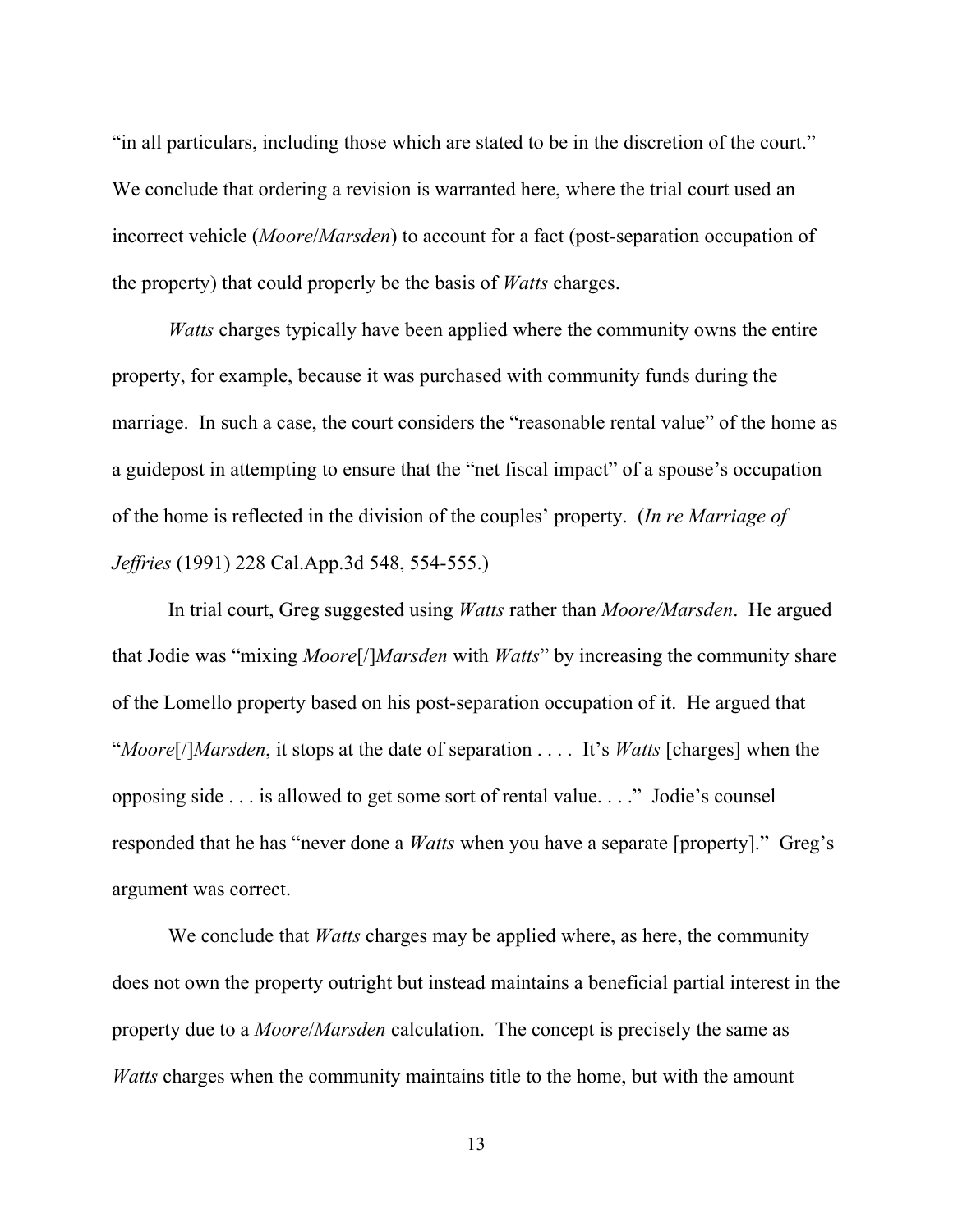"in all particulars, including those which are stated to be in the discretion of the court." We conclude that ordering a revision is warranted here, where the trial court used an incorrect vehicle (*Moore*/*Marsden*) to account for a fact (post-separation occupation of the property) that could properly be the basis of *Watts* charges.

*Watts* charges typically have been applied where the community owns the entire property, for example, because it was purchased with community funds during the marriage. In such a case, the court considers the "reasonable rental value" of the home as a guidepost in attempting to ensure that the "net fiscal impact" of a spouse's occupation of the home is reflected in the division of the couples' property. (*In re Marriage of Jeffries* (1991) 228 Cal.App.3d 548, 554-555.)

In trial court, Greg suggested using *Watts* rather than *Moore/Marsden*. He argued that Jodie was "mixing *Moore*[/]*Marsden* with *Watts*" by increasing the community share of the Lomello property based on his post-separation occupation of it. He argued that "*Moore*[/]*Marsden*, it stops at the date of separation . . . . It's *Watts* [charges] when the opposing side . . . is allowed to get some sort of rental value. . . ." Jodie's counsel responded that he has "never done a *Watts* when you have a separate [property]." Greg's argument was correct.

We conclude that *Watts* charges may be applied where, as here, the community does not own the property outright but instead maintains a beneficial partial interest in the property due to a *Moore*/*Marsden* calculation. The concept is precisely the same as *Watts* charges when the community maintains title to the home, but with the amount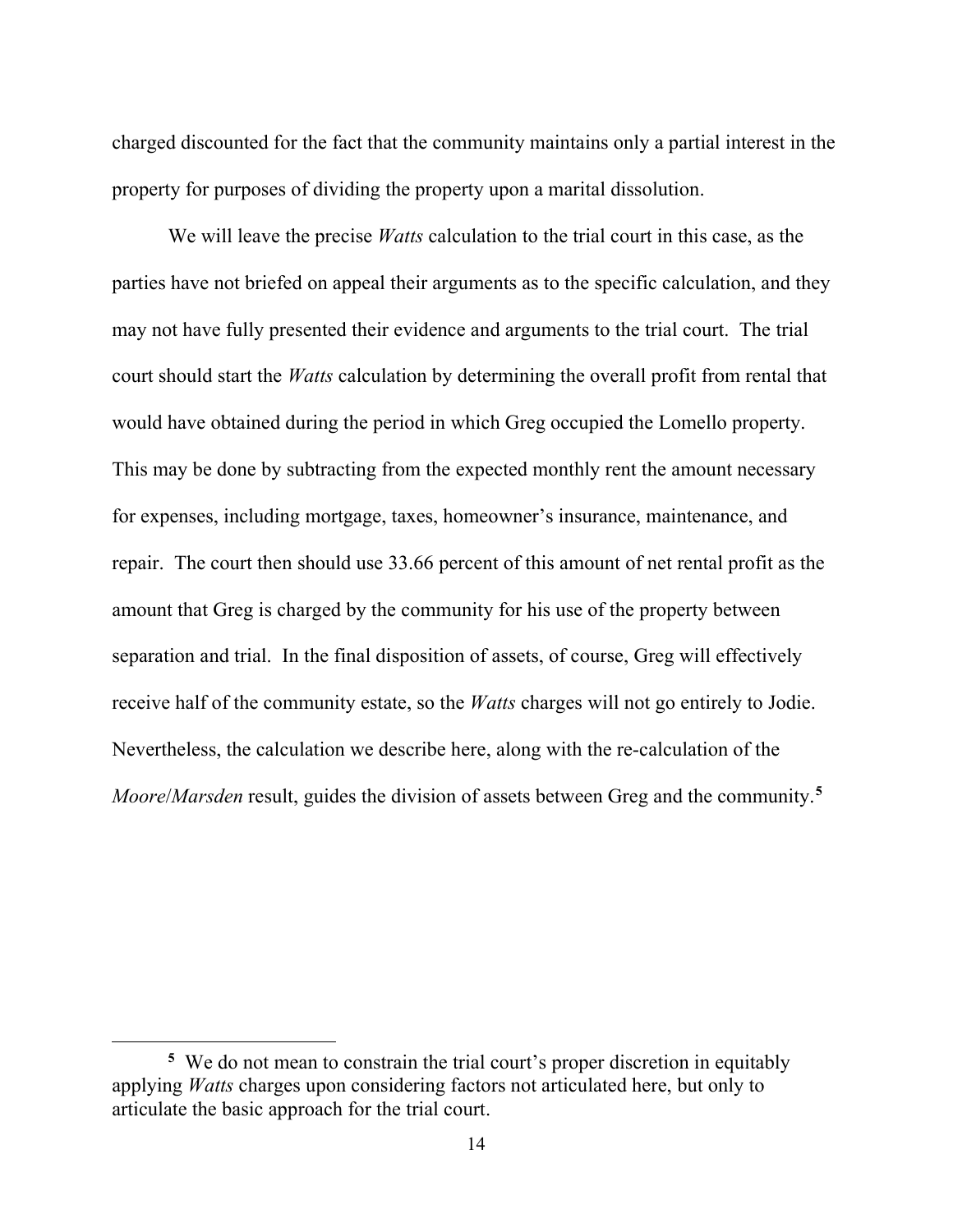charged discounted for the fact that the community maintains only a partial interest in the property for purposes of dividing the property upon a marital dissolution.

We will leave the precise *Watts* calculation to the trial court in this case, as the parties have not briefed on appeal their arguments as to the specific calculation, and they may not have fully presented their evidence and arguments to the trial court. The trial court should start the *Watts* calculation by determining the overall profit from rental that would have obtained during the period in which Greg occupied the Lomello property. This may be done by subtracting from the expected monthly rent the amount necessary for expenses, including mortgage, taxes, homeowner's insurance, maintenance, and repair. The court then should use 33.66 percent of this amount of net rental profit as the amount that Greg is charged by the community for his use of the property between separation and trial. In the final disposition of assets, of course, Greg will effectively receive half of the community estate, so the *Watts* charges will not go entirely to Jodie. Nevertheless, the calculation we describe here, along with the re-calculation of the *Moore*/*Marsden* result, guides the division of assets between Greg and the community.[5]

[5] We do not mean to constrain the trial court's proper discretion in equitably applying *Watts* charges upon considering factors not articulated here, but only to articulate the basic approach for the trial court.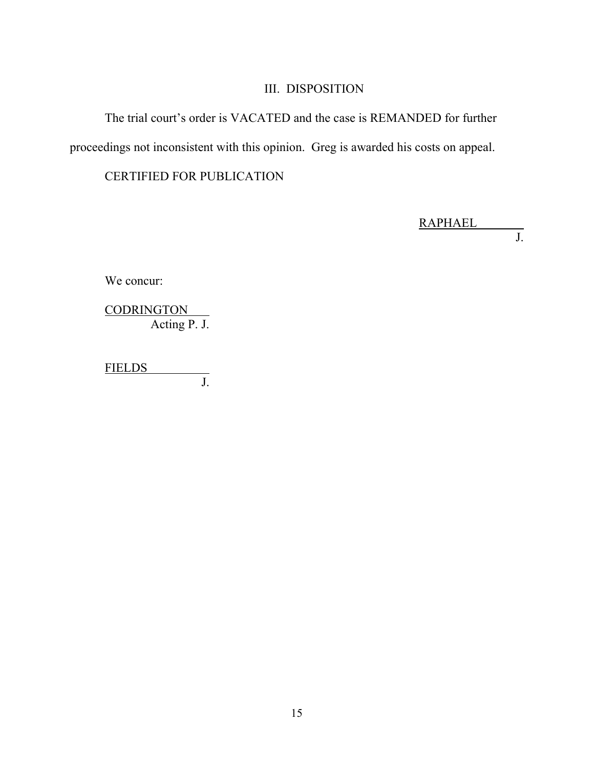## III. DISPOSITION

The trial court's order is VACATED and the case is REMANDED for further proceedings not inconsistent with this opinion. Greg is awarded his costs on appeal.

CERTIFIED FOR PUBLICATION

RAPHAEL
J.

We concur:

CODRINGTON
Acting P. J.

FIELDS
J.